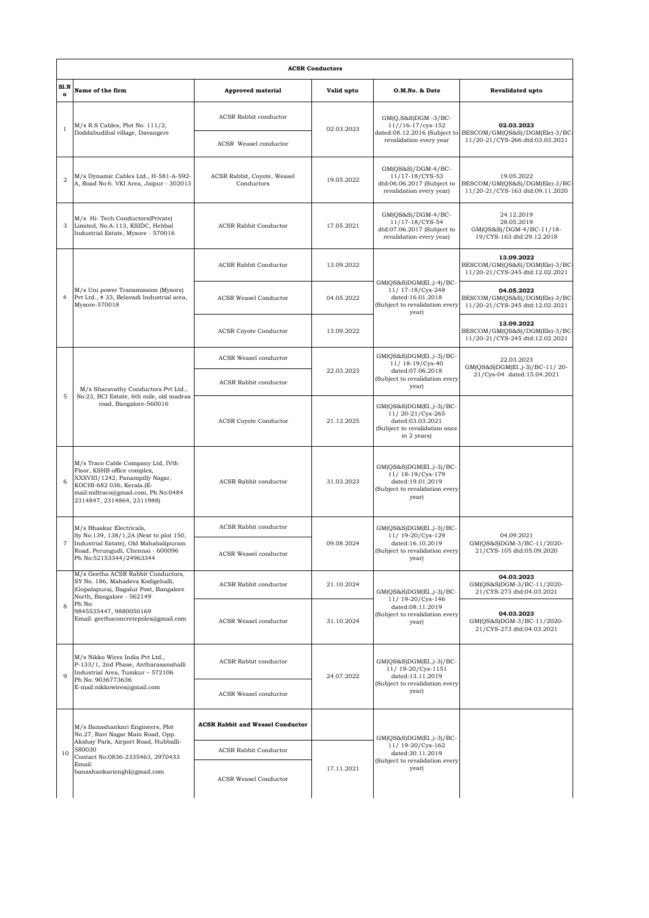| ACSR Conductors | | | | | |
|---|---|---|---|---|---|
| Sl.No | Name of the firm | Approved material | Valid upto | O.M.No. & Date | Revalidated upto |
| 1 | M/s R.S Cables, Plot No: 111/2, Doddabudihal village, Davangere | ACSR Rabbit conductor | 02.03.2023 | GM(Q,S&S)DGM -3/BC-11//16-17/cys-152 dated:08.12.2016 (Subject to revalidation every year | **02.03.2023** BESCOM/GM(QS&S)/DGM(Ele)-3/BC-11/20-21/CYS-266 dtd:03.03.2021 |
| | | ACSR Weasel conductor | | | |
| 2 | M/s Dynamic Cables Ltd., H-581-A-592-A, Road No:6. VKI Area, Jaipur - 302013 | ACSR Rabbit, Coyote, Weasel Conductors | 19.05.2022 | GM(QS&S)/DGM-4/BC-11/17-18/CYS-53 dtd:06.06.2017 (Subject to revalidation every year) | 19.05.2022 BESCOM/GM(QS&S)/DGM(Ele)-3/BC-11/20-21/CYS-163 dtd:09.11.2020 |
| 3 | M/s Hi- Tech Conductors(Private) Limited, No.A-113, KSIDC, Hebbal Industrial Estate, Mysore - 570016 | ACSR Rabbit Conductor | 17.05.2021 | GM(QS&S)/DGM-4/BC-11/17-18/CYS-54 dtd:07.06.2017 (Subject to revalidation every year) | 24.12.2019 28.05.2019 GM(QS&S)/DGM-4/BC-11/18-19/CYS-163 dtd:29.12.2018 |
| 4 | M/s Uni power Transmission (Mysore) Pvt Ltd., # 33, Belavadi Industrial area, Mysore-570018 | ACSR Rabbit Conductor | 13.09.2022 | GM(QS&S)DGM(El.,)-4)/BC-11/ 17-18/Cys-248 dated:16.01.2018 (Subject to revalidation every year) | **13.09.2022** BESCOM/GM(QS&S)/DGM(Ele)-3/BC-11/20-21/CYS-245 dtd:12.02.2021 |
| | | ACSR Weasel Conductor | 04.05.2022 | | **04.05.2022** BESCOM/GM(QS&S)/DGM(Ele)-3/BC-11/20-21/CYS-245 dtd:12.02.2021 |
| | | ACSR Coyote Conductor | 13.09.2022 | | **13.09.2022** BESCOM/GM(QS&S)/DGM(Ele)-3/BC-11/20-21/CYS-245 dtd:12.02.2021 |
| 5 | M/s Sharavathy Conductors Pvt Ltd., No:23, BCI Estate, 6th mile, old madras road, Bangalore-560016 | ACSR Weasel conductor | 22.03.2023 | GM(QS&S)DGM(El.,)-3)/BC-11/ 18-19/Cys-40 dated:07.06.2018 (Subject to revalidation every year) | 22.03.2023 GM(QS&S)DGM(El.,)-3)/BC-11/ 20-21/Cys-04 dated:15.04.2021 |
| | | ACSR Rabbit conductor | | | |
| | | ACSR Coyote Conductor | 21.12.2025 | GM(QS&S)DGM(El.,)-3)/BC-11/ 20-21/Cys-265 dated:03.03.2021 (Subject to revalidation once in 2 years) | |
| 6 | M/s Traco Cable Company Ltd, IVth Floor, KSHB office complex, XXXVIII/1242, Panampilly Nagar, KOCHI-682 036, Kerala.(E-mail:mdtraco@gmail.com, Ph No:0484 2314847, 2314864, 2311988) | ACSR Rabbit conductor | 31.03.2023 | GM(QS&S)DGM(El.,)-3)/BC-11/ 18-19/Cys-179 dated:19.01.2019 (Subject to revalidation every year) | |
| 7 | M/s Bhaskar Electricals, Sy No:139, 138/1,2A (Next to plot 150, Industrial Estate), Old Mahabalipuram Road, Perungudi, Chennai - 600096 Ph No:52153344/24963344 | ACSR Rabbit conductor | 09.08.2024 | GM(QS&S)DGM(El.,)-3)/BC-11/ 19-20/Cys-129 dated:16.10.2019 (Subject to revalidation every year) | 04.09.2021 GM(QS&S)DGM-3/BC-11/2020-21/CYS-105 dtd:05.09.2020 |
| | | ACSR Weasel conductor | | | |
| 8 | M/s Geetha ACSR Rabbit Conductors, SY No. 186, Mahadeva Kodigehalli, (Gopalapura), Bagalur Post, Bangalore North, Bangalore - 562149 Ph No: 9845535447, 9880050169 Email: geethaconcretepoles@gmail.com | ACSR Rabbit conductor | 21.10.2024 | GM(QS&S)DGM(El.,)-3)/BC-11/ 19-20/Cys-146 dated:08.11.2019 (Subject to revalidation every year) | **04.03.2023** GM(QS&S)DGM-3/BC-11/2020-21/CYS-273 dtd:04.03.2021 |
| | | ACSR Weasel conductor | 31.10.2024 | | **04.03.2023** GM(QS&S)DGM-3/BC-11/2020-21/CYS-273 dtd:04.03.2021 |
| 9 | M/s Nikko Wires India Pvt Ltd., P-133/1, 2nd Phase, Antharasanahalli Industrial Area, Tumkur – 572106 Ph No: 9036773636 E-mail:nikkowires@gmail.com | ACSR Rabbit conductor | 24.07.2022 | GM(QS&S)DGM(El.,)-3)/BC-11/ 19-20/Cys-1151 dated:13.11.2019 (Subject to revalidation every year) | |
| | | ACSR Weasel conductor | | | |
| 10 | M/s Banashankari Engineers, Plot No.27, Ravi Nagar Main Road, Opp. Akshay Park, Airport Road, Hubballi-580030 Contact No:0836-2335463, 2970433 Email: banashankarienghl@gmail.com | **ACSR Rabbit and Weasel Conductor** | | GM(QS&S)DGM(El.,)-3)/BC-11/ 19-20/Cys-162 dated:30.11.2019 (Subject to revalidation every year) | |
| | | ACSR Rabbit Conductor | 17.11.2021 | | |
| | | ACSR Weasel Conductor | | | |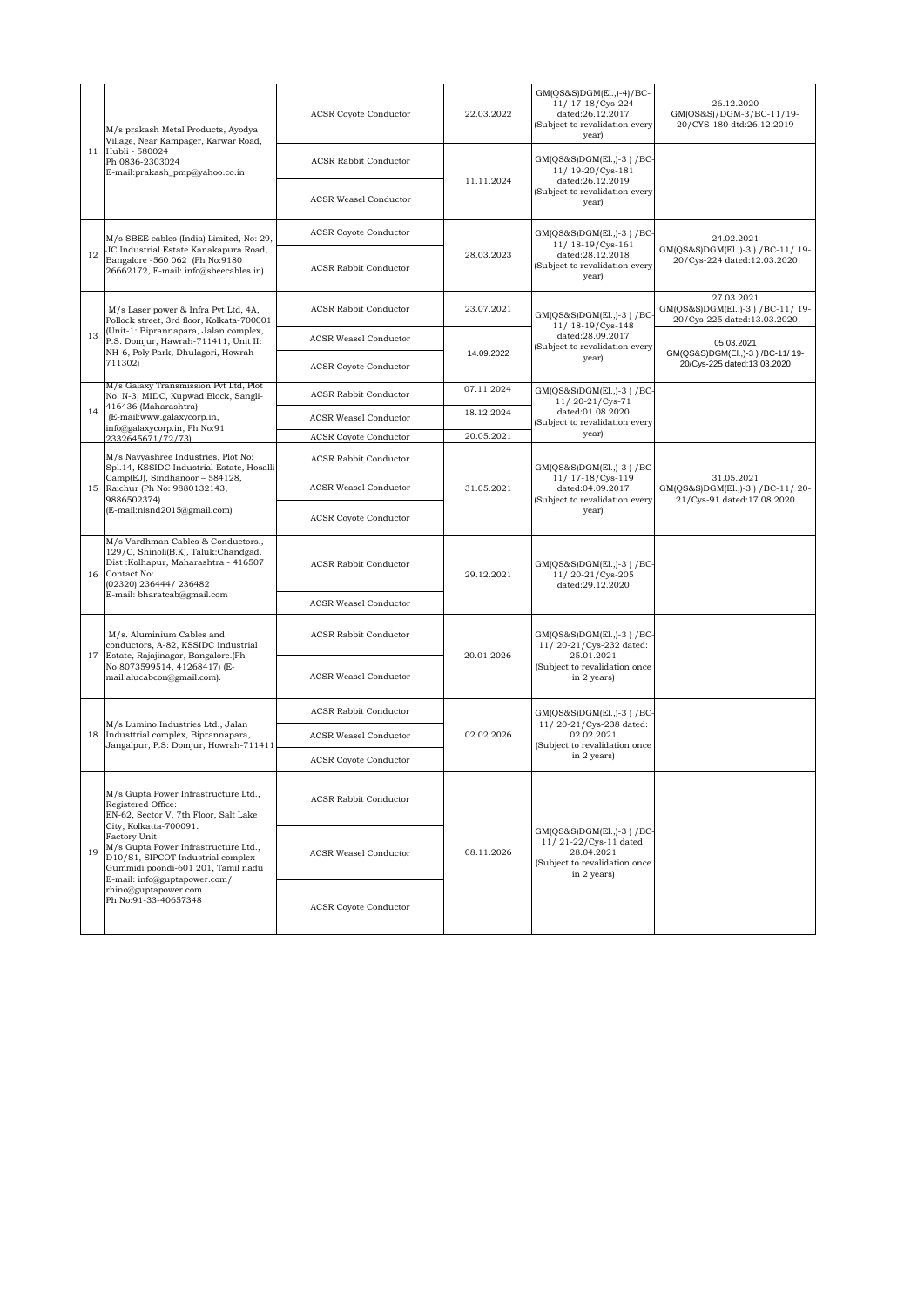| | | | | | |
|---|---|---|---|---|---|
| 11 | M/s prakash Metal Products, Ayodya Village, Near Kampager, Karwar Road, Hubli - 580024 Ph:0836-2303024 E-mail:prakash_pmp@yahoo.co.in | ACSR Coyote Conductor | 22.03.2022 | GM(QS&S)DGM(El.,)-4)/BC-11/ 17-18/Cys-224 dated:26.12.2017 (Subject to revalidation every year) | 26.12.2020 GM(QS&S)/DGM-3/BC-11/19-20/CYS-180 dtd:26.12.2019 |
| | | ACSR Rabbit Conductor | 11.11.2024 | GM(QS&S)DGM(El.,)-3 ) /BC-11/ 19-20/Cys-181 dated:26.12.2019 (Subject to revalidation every year) | |
| | | ACSR Weasel Conductor | | | |
| 12 | M/s SBEE cables (India) Limited, No: 29, JC Industrial Estate Kanakapura Road, Bangalore -560 062 (Ph No:9180 26662172, E-mail: info@sbeecables.in) | ACSR Coyote Conductor | 28.03.2023 | GM(QS&S)DGM(El.,)-3 ) /BC-11/ 18-19/Cys-161 dated:28.12.2018 (Subject to revalidation every year) | 24.02.2021 GM(QS&S)DGM(El.,)-3 ) /BC-11/ 19-20/Cys-224 dated:12.03.2020 |
| | | ACSR Rabbit Conductor | | | |
| 13 | M/s Laser power & Infra Pvt Ltd, 4A, Pollock street, 3rd floor, Kolkata-700001 (Unit-1: Biprannapara, Jalan complex, P.S. Domjur, Hawrah-711411, Unit II: NH-6, Poly Park, Dhulagori, Howrah-711302) | ACSR Rabbit Conductor | 23.07.2021 | GM(QS&S)DGM(El.,)-3 ) /BC-11/ 18-19/Cys-148 dated:28.09.2017 (Subject to revalidation every year) | 27.03.2021 GM(QS&S)DGM(El.,)-3 ) /BC-11/ 19-20/Cys-225 dated:13.03.2020 |
| | | ACSR Weasel Conductor | 14.09.2022 | | 05.03.2021 GM(QS&S)DGM(El.,)-3 ) /BC-11/ 19-20/Cys-225 dated:13.03.2020 |
| | | ACSR Coyote Conductor | | | |
| 14 | M/s Galaxy Transmission Pvt Ltd, Plot No: N-3, MIDC, Kupwad Block, Sangli-416436 (Maharashtra) (E-mail:www.galaxycorp.in, info@galaxycorp.in, Ph No:91 2332645671/72/73) | ACSR Rabbit Conductor | 07.11.2024 | GM(QS&S)DGM(El.,)-3 ) /BC-11/ 20-21/Cys-71 dated:01.08.2020 (Subject to revalidation every year) | |
| | | ACSR Weasel Conductor | 18.12.2024 | | |
| | | ACSR Coyote Conductor | 20.05.2021 | | |
| 15 | M/s Navyashree Industries, Plot No: Spl.14, KSSIDC Industrial Estate, Hosalli Camp(EJ), Sindhanoor – 584128, Raichur (Ph No: 9880132143, 9886502374) (E-mail:nisnd2015@gmail.com) | ACSR Rabbit Conductor | 31.05.2021 | GM(QS&S)DGM(El.,)-3 ) /BC-11/ 17-18/Cys-119 dated:04.09.2017 (Subject to revalidation every year) | 31.05.2021 GM(QS&S)DGM(El.,)-3 ) /BC-11/ 20-21/Cys-91 dated:17.08.2020 |
| | | ACSR Weasel Conductor | | | |
| | | ACSR Coyote Conductor | | | |
| 16 | M/s Vardhman Cables & Conductors., 129/C, Shinoli(B.K), Taluk:Chandgad, Dist :Kolhapur, Maharashtra - 416507 Contact No: (02320) 236444/ 236482 E-mail: bharatcab@gmail.com | ACSR Rabbit Conductor | 29.12.2021 | GM(QS&S)DGM(El.,)-3 ) /BC-11/ 20-21/Cys-205 dated:29.12.2020 | |
| | | ACSR Weasel Conductor | | | |
| 17 | M/s. Aluminium Cables and conductors, A-82, KSSIDC Industrial Estate, Rajajinagar, Bangalore.(Ph No:8073599514, 41268417) (E-mail:alucabcon@gmail.com). | ACSR Rabbit Conductor | 20.01.2026 | GM(QS&S)DGM(El.,)-3 ) /BC-11/ 20-21/Cys-232 dated: 25.01.2021 (Subject to revalidation once in 2 years) | |
| | | ACSR Weasel Conductor | | | |
| 18 | M/s Lumino Industries Ltd., Jalan Industrial complex, Biprannapara, Jangalpur, P.S: Domjur, Howrah-711411 | ACSR Rabbit Conductor | 02.02.2026 | GM(QS&S)DGM(El.,)-3 ) /BC-11/ 20-21/Cys-238 dated: 02.02.2021 (Subject to revalidation once in 2 years) | |
| | | ACSR Weasel Conductor | | | |
| | | ACSR Coyote Conductor | | | |
| 19 | M/s Gupta Power Infrastructure Ltd., Registered Office: EN-62, Sector V, 7th Floor, Salt Lake City, Kolkatta-700091. Factory Unit: M/s Gupta Power Infrastructure Ltd., D10/S1, SIPCOT Industrial complex Gummidi poondi-601 201, Tamil nadu E-mail: info@guptapower.com/ rhino@guptapower.com Ph No:91-33-40657348 | ACSR Rabbit Conductor | 08.11.2026 | GM(QS&S)DGM(El.,)-3 ) /BC-11/ 21-22/Cys-11 dated: 28.04.2021 (Subject to revalidation once in 2 years) | |
| | | ACSR Weasel Conductor | | | |
| | | ACSR Coyote Conductor | | | |